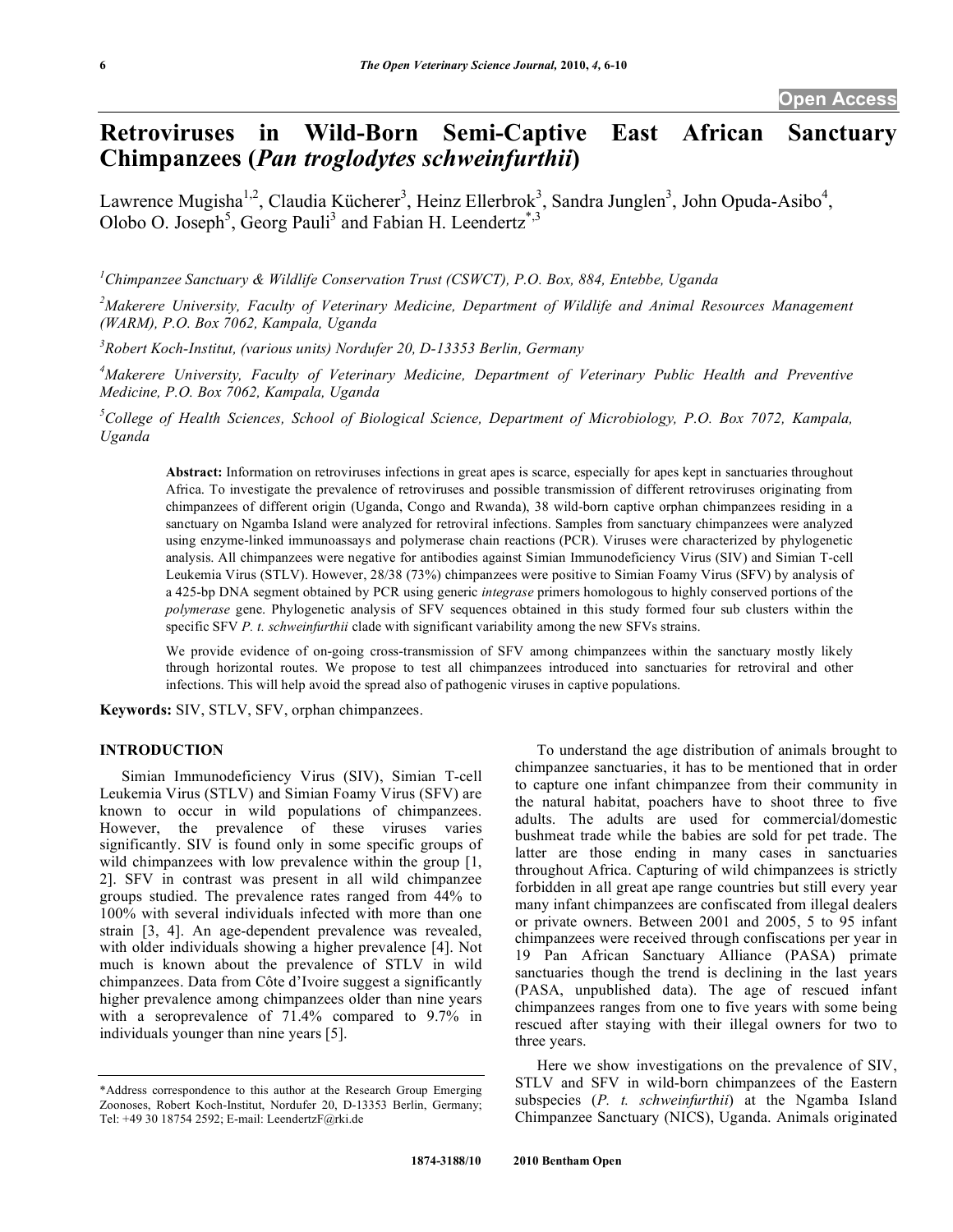Open Access

# Retroviruses in Wild-Born Semi-Captive East African Sanctuary Chimpanzees (*Pan troglodytes schweinfurthii*)

Lawrence Mugisha[1,2], Claudia Kücherer[3], Heinz Ellerbrok[3], Sandra Junglen[3], John Opuda-Asibo[4], Olobo O. Joseph[5], Georg Pauli[3] and Fabian H. Leendertz[*,3]

[1]Chimpanzee Sanctuary & Wildlife Conservation Trust (CSWCT), P.O. Box, 884, Entebbe, Uganda

[2]Makerere University, Faculty of Veterinary Medicine, Department of Wildlife and Animal Resources Management (WARM), P.O. Box 7062, Kampala, Uganda

[3]Robert Koch-Institut, (various units) Nordufer 20, D-13353 Berlin, Germany

[4]Makerere University, Faculty of Veterinary Medicine, Department of Veterinary Public Health and Preventive Medicine, P.O. Box 7062, Kampala, Uganda

[5]College of Health Sciences, School of Biological Science, Department of Microbiology, P.O. Box 7072, Kampala, Uganda

**Abstract:** Information on retroviruses infections in great apes is scarce, especially for apes kept in sanctuaries throughout Africa. To investigate the prevalence of retroviruses and possible transmission of different retroviruses originating from chimpanzees of different origin (Uganda, Congo and Rwanda), 38 wild-born captive orphan chimpanzees residing in a sanctuary on Ngamba Island were analyzed for retroviral infections. Samples from sanctuary chimpanzees were analyzed using enzyme-linked immunoassays and polymerase chain reactions (PCR). Viruses were characterized by phylogenetic analysis. All chimpanzees were negative for antibodies against Simian Immunodeficiency Virus (SIV) and Simian T-cell Leukemia Virus (STLV). However, 28/38 (73%) chimpanzees were positive to Simian Foamy Virus (SFV) by analysis of a 425-bp DNA segment obtained by PCR using generic *integrase* primers homologous to highly conserved portions of the *polymerase* gene. Phylogenetic analysis of SFV sequences obtained in this study formed four sub clusters within the specific SFV *P. t. schweinfurthii* clade with significant variability among the new SFVs strains.

We provide evidence of on-going cross-transmission of SFV among chimpanzees within the sanctuary mostly likely through horizontal routes. We propose to test all chimpanzees introduced into sanctuaries for retroviral and other infections. This will help avoid the spread also of pathogenic viruses in captive populations.

**Keywords:** SIV, STLV, SFV, orphan chimpanzees.

## INTRODUCTION

Simian Immunodeficiency Virus (SIV), Simian T-cell Leukemia Virus (STLV) and Simian Foamy Virus (SFV) are known to occur in wild populations of chimpanzees. However, the prevalence of these viruses varies significantly. SIV is found only in some specific groups of wild chimpanzees with low prevalence within the group [1, 2]. SFV in contrast was present in all wild chimpanzee groups studied. The prevalence rates ranged from 44% to 100% with several individuals infected with more than one strain [3, 4]. An age-dependent prevalence was revealed, with older individuals showing a higher prevalence [4]. Not much is known about the prevalence of STLV in wild chimpanzees. Data from Côte d'Ivoire suggest a significantly higher prevalence among chimpanzees older than nine years with a seroprevalence of 71.4% compared to 9.7% in individuals younger than nine years [5].

To understand the age distribution of animals brought to chimpanzee sanctuaries, it has to be mentioned that in order to capture one infant chimpanzee from their community in the natural habitat, poachers have to shoot three to five adults. The adults are used for commercial/domestic bushmeat trade while the babies are sold for pet trade. The latter are those ending in many cases in sanctuaries throughout Africa. Capturing of wild chimpanzees is strictly forbidden in all great ape range countries but still every year many infant chimpanzees are confiscated from illegal dealers or private owners. Between 2001 and 2005, 5 to 95 infant chimpanzees were received through confiscations per year in 19 Pan African Sanctuary Alliance (PASA) primate sanctuaries though the trend is declining in the last years (PASA, unpublished data). The age of rescued infant chimpanzees ranges from one to five years with some being rescued after staying with their illegal owners for two to three years.

Here we show investigations on the prevalence of SIV, STLV and SFV in wild-born chimpanzees of the Eastern subspecies (*P. t. schweinfurthii*) at the Ngamba Island Chimpanzee Sanctuary (NICS), Uganda. Animals originated

*Address correspondence to this author at the Research Group Emerging Zoonoses, Robert Koch-Institut, Nordufer 20, D-13353 Berlin, Germany; Tel: +49 30 18754 2592; E-mail: LeendertzF@rki.de

1874-3188/10 2010 Bentham Open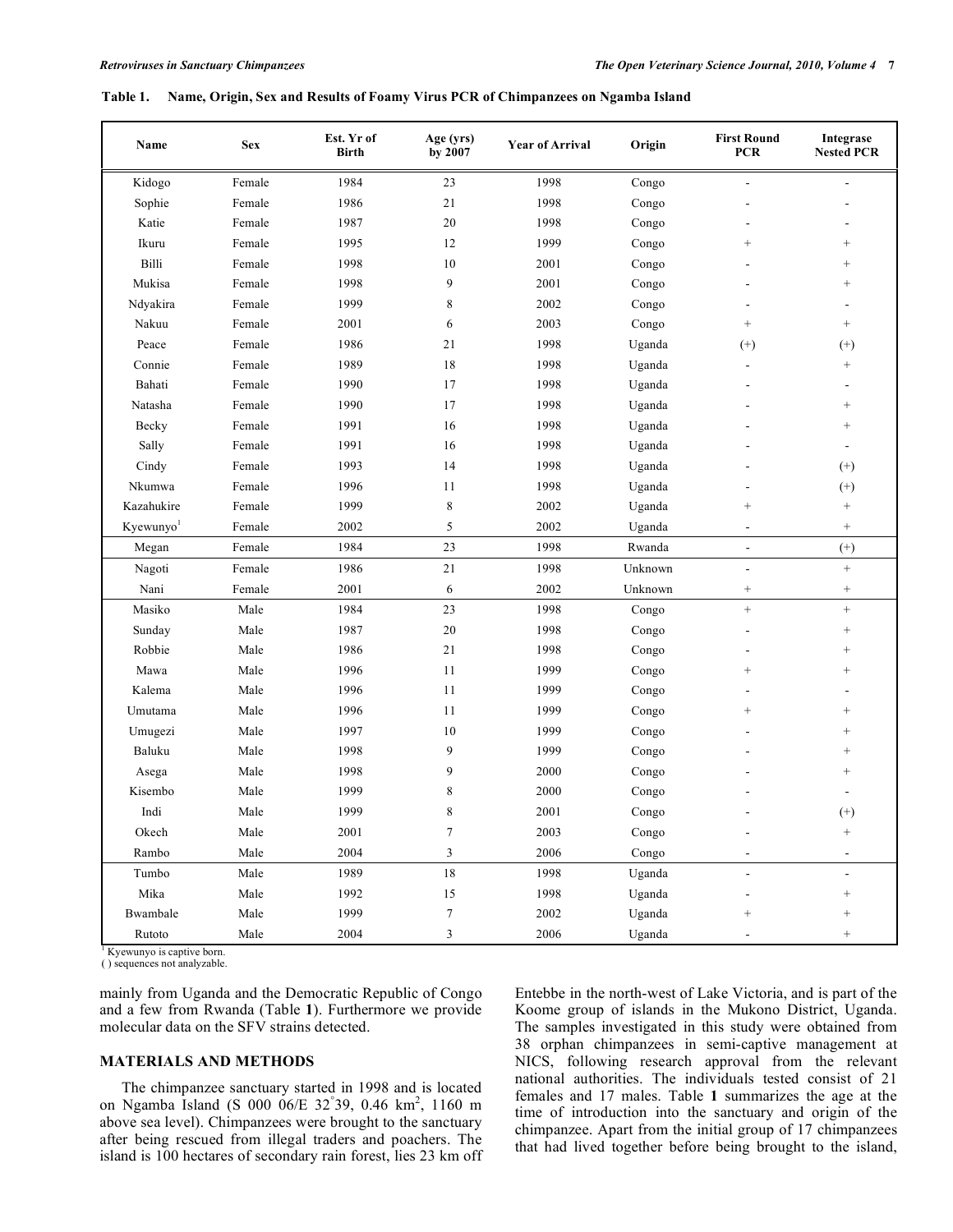**Table 1. Name, Origin, Sex and Results of Foamy Virus PCR of Chimpanzees on Ngamba Island**

| Name | Sex | Est. Yr of Birth | Age (yrs) by 2007 | Year of Arrival | Origin | First Round PCR | Integrase Nested PCR |
|---|---|---|---|---|---|---|---|
| Kidogo | Female | 1984 | 23 | 1998 | Congo | - | - |
| Sophie | Female | 1986 | 21 | 1998 | Congo | - | - |
| Katie | Female | 1987 | 20 | 1998 | Congo | - | - |
| Ikuru | Female | 1995 | 12 | 1999 | Congo | + | + |
| Billi | Female | 1998 | 10 | 2001 | Congo | - | + |
| Mukisa | Female | 1998 | 9 | 2001 | Congo | - | + |
| Ndyakira | Female | 1999 | 8 | 2002 | Congo | - | - |
| Nakuu | Female | 2001 | 6 | 2003 | Congo | + | + |
| Peace | Female | 1986 | 21 | 1998 | Uganda | (+) | (+) |
| Connie | Female | 1989 | 18 | 1998 | Uganda | - | + |
| Bahati | Female | 1990 | 17 | 1998 | Uganda | - | - |
| Natasha | Female | 1990 | 17 | 1998 | Uganda | - | + |
| Becky | Female | 1991 | 16 | 1998 | Uganda | - | + |
| Sally | Female | 1991 | 16 | 1998 | Uganda | - | - |
| Cindy | Female | 1993 | 14 | 1998 | Uganda | - | (+) |
| Nkumwa | Female | 1996 | 11 | 1998 | Uganda | - | (+) |
| Kazahukire | Female | 1999 | 8 | 2002 | Uganda | + | + |
| Kyewunyo[1] | Female | 2002 | 5 | 2002 | Uganda | - | + |
| Megan | Female | 1984 | 23 | 1998 | Rwanda | - | (+) |
| Nagoti | Female | 1986 | 21 | 1998 | Unknown | - | + |
| Nani | Female | 2001 | 6 | 2002 | Unknown | + | + |
| Masiko | Male | 1984 | 23 | 1998 | Congo | + | + |
| Sunday | Male | 1987 | 20 | 1998 | Congo | - | + |
| Robbie | Male | 1986 | 21 | 1998 | Congo | - | + |
| Mawa | Male | 1996 | 11 | 1999 | Congo | + | + |
| Kalema | Male | 1996 | 11 | 1999 | Congo | - | - |
| Umutama | Male | 1996 | 11 | 1999 | Congo | + | + |
| Umugezi | Male | 1997 | 10 | 1999 | Congo | - | + |
| Baluku | Male | 1998 | 9 | 1999 | Congo | - | + |
| Asega | Male | 1998 | 9 | 2000 | Congo | - | + |
| Kisembo | Male | 1999 | 8 | 2000 | Congo | - | - |
| Indi | Male | 1999 | 8 | 2001 | Congo | - | (+) |
| Okech | Male | 2001 | 7 | 2003 | Congo | - | + |
| Rambo | Male | 2004 | 3 | 2006 | Congo | - | - |
| Tumbo | Male | 1989 | 18 | 1998 | Uganda | - | - |
| Mika | Male | 1992 | 15 | 1998 | Uganda | - | + |
| Bwambale | Male | 1999 | 7 | 2002 | Uganda | + | + |
| Rutoto | Male | 2004 | 3 | 2006 | Uganda | - | + |

[1] Kyewunyo is captive born.
( ) sequences not analyzable.

mainly from Uganda and the Democratic Republic of Congo and a few from Rwanda (Table **1**). Furthermore we provide molecular data on the SFV strains detected.

## MATERIALS AND METHODS

The chimpanzee sanctuary started in 1998 and is located on Ngamba Island (S 000 06/E 32°39, 0.46 km$^2$, 1160 m above sea level). Chimpanzees were brought to the sanctuary after being rescued from illegal traders and poachers. The island is 100 hectares of secondary rain forest, lies 23 km off Entebbe in the north-west of Lake Victoria, and is part of the Koome group of islands in the Mukono District, Uganda. The samples investigated in this study were obtained from 38 orphan chimpanzees in semi-captive management at NICS, following research approval from the relevant national authorities. The individuals tested consist of 21 females and 17 males. Table **1** summarizes the age at the time of introduction into the sanctuary and origin of the chimpanzee. Apart from the initial group of 17 chimpanzees that had lived together before being brought to the island,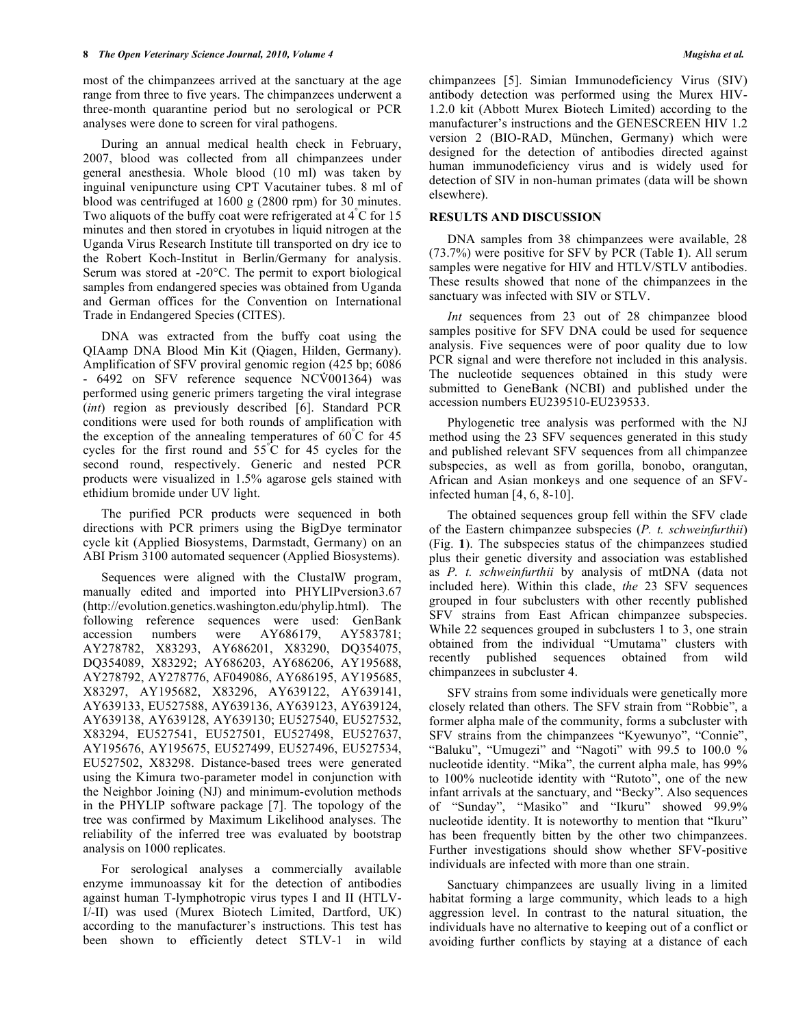most of the chimpanzees arrived at the sanctuary at the age range from three to five years. The chimpanzees underwent a three-month quarantine period but no serological or PCR analyses were done to screen for viral pathogens.

During an annual medical health check in February, 2007, blood was collected from all chimpanzees under general anesthesia. Whole blood (10 ml) was taken by inguinal venipuncture using CPT Vacutainer tubes. 8 ml of blood was centrifuged at 1600 g (2800 rpm) for 30 minutes. Two aliquots of the buffy coat were refrigerated at 4°C for 15 minutes and then stored in cryotubes in liquid nitrogen at the Uganda Virus Research Institute till transported on dry ice to the Robert Koch-Institut in Berlin/Germany for analysis. Serum was stored at -20°C. The permit to export biological samples from endangered species was obtained from Uganda and German offices for the Convention on International Trade in Endangered Species (CITES).

DNA was extracted from the buffy coat using the QIAamp DNA Blood Min Kit (Qiagen, Hilden, Germany). Amplification of SFV proviral genomic region (425 bp; 6086 - 6492 on SFV reference sequence NC̈001364) was performed using generic primers targeting the viral integrase (*int*) region as previously described [6]. Standard PCR conditions were used for both rounds of amplification with the exception of the annealing temperatures of 60°C for 45 cycles for the first round and 55°C for 45 cycles for the second round, respectively. Generic and nested PCR products were visualized in 1.5% agarose gels stained with ethidium bromide under UV light.

The purified PCR products were sequenced in both directions with PCR primers using the BigDye terminator cycle kit (Applied Biosystems, Darmstadt, Germany) on an ABI Prism 3100 automated sequencer (Applied Biosystems).

Sequences were aligned with the ClustalW program, manually edited and imported into PHYLIPversion3.67 (http://evolution.genetics.washington.edu/phylip.html). The following reference sequences were used: GenBank accession numbers were AY686179, AY583781; AY278782, X83293, AY686201, X83290, DQ354075, DQ354089, X83292; AY686203, AY686206, AY195688, AY278792, AY278776, AF049086, AY686195, AY195685, X83297, AY195682, X83296, AY639122, AY639141, AY639133, EU527588, AY639136, AY639123, AY639124, AY639138, AY639128, AY639130; EU527540, EU527532, X83294, EU527541, EU527501, EU527498, EU527637, AY195676, AY195675, EU527499, EU527496, EU527534, EU527502, X83298. Distance-based trees were generated using the Kimura two-parameter model in conjunction with the Neighbor Joining (NJ) and minimum-evolution methods in the PHYLIP software package [7]. The topology of the tree was confirmed by Maximum Likelihood analyses. The reliability of the inferred tree was evaluated by bootstrap analysis on 1000 replicates.

For serological analyses a commercially available enzyme immunoassay kit for the detection of antibodies against human T-lymphotropic virus types I and II (HTLV-I/-II) was used (Murex Biotech Limited, Dartford, UK) according to the manufacturer's instructions. This test has been shown to efficiently detect STLV-1 in wild chimpanzees [5]. Simian Immunodeficiency Virus (SIV) antibody detection was performed using the Murex HIV-1.2.0 kit (Abbott Murex Biotech Limited) according to the manufacturer's instructions and the GENESCREEN HIV 1.2 version 2 (BIO-RAD, München, Germany) which were designed for the detection of antibodies directed against human immunodeficiency virus and is widely used for detection of SIV in non-human primates (data will be shown elsewhere).

## RESULTS AND DISCUSSION

DNA samples from 38 chimpanzees were available, 28 (73.7%) were positive for SFV by PCR (Table **1**). All serum samples were negative for HIV and HTLV/STLV antibodies. These results showed that none of the chimpanzees in the sanctuary was infected with SIV or STLV.

*Int* sequences from 23 out of 28 chimpanzee blood samples positive for SFV DNA could be used for sequence analysis. Five sequences were of poor quality due to low PCR signal and were therefore not included in this analysis. The nucleotide sequences obtained in this study were submitted to GeneBank (NCBI) and published under the accession numbers EU239510-EU239533.

Phylogenetic tree analysis was performed with the NJ method using the 23 SFV sequences generated in this study and published relevant SFV sequences from all chimpanzee subspecies, as well as from gorilla, bonobo, orangutan, African and Asian monkeys and one sequence of an SFV-infected human [4, 6, 8-10].

The obtained sequences group fell within the SFV clade of the Eastern chimpanzee subspecies (*P. t. schweinfurthii*) (Fig. **1**). The subspecies status of the chimpanzees studied plus their genetic diversity and association was established as *P. t. schweinfurthii* by analysis of mtDNA (data not included here). Within this clade, *the* 23 SFV sequences grouped in four subclusters with other recently published SFV strains from East African chimpanzee subspecies. While 22 sequences grouped in subclusters 1 to 3, one strain obtained from the individual "Umutama" clusters with recently published sequences obtained from wild chimpanzees in subcluster 4.

SFV strains from some individuals were genetically more closely related than others. The SFV strain from "Robbie", a former alpha male of the community, forms a subcluster with SFV strains from the chimpanzees "Kyewunyo", "Connie", "Baluku", "Umugezi" and "Nagoti" with 99.5 to 100.0 % nucleotide identity. "Mika", the current alpha male, has 99% to 100% nucleotide identity with "Rutoto", one of the new infant arrivals at the sanctuary, and "Becky". Also sequences of "Sunday", "Masiko" and "Ikuru" showed 99.9% nucleotide identity. It is noteworthy to mention that "Ikuru" has been frequently bitten by the other two chimpanzees. Further investigations should show whether SFV-positive individuals are infected with more than one strain.

Sanctuary chimpanzees are usually living in a limited habitat forming a large community, which leads to a high aggression level. In contrast to the natural situation, the individuals have no alternative to keeping out of a conflict or avoiding further conflicts by staying at a distance of each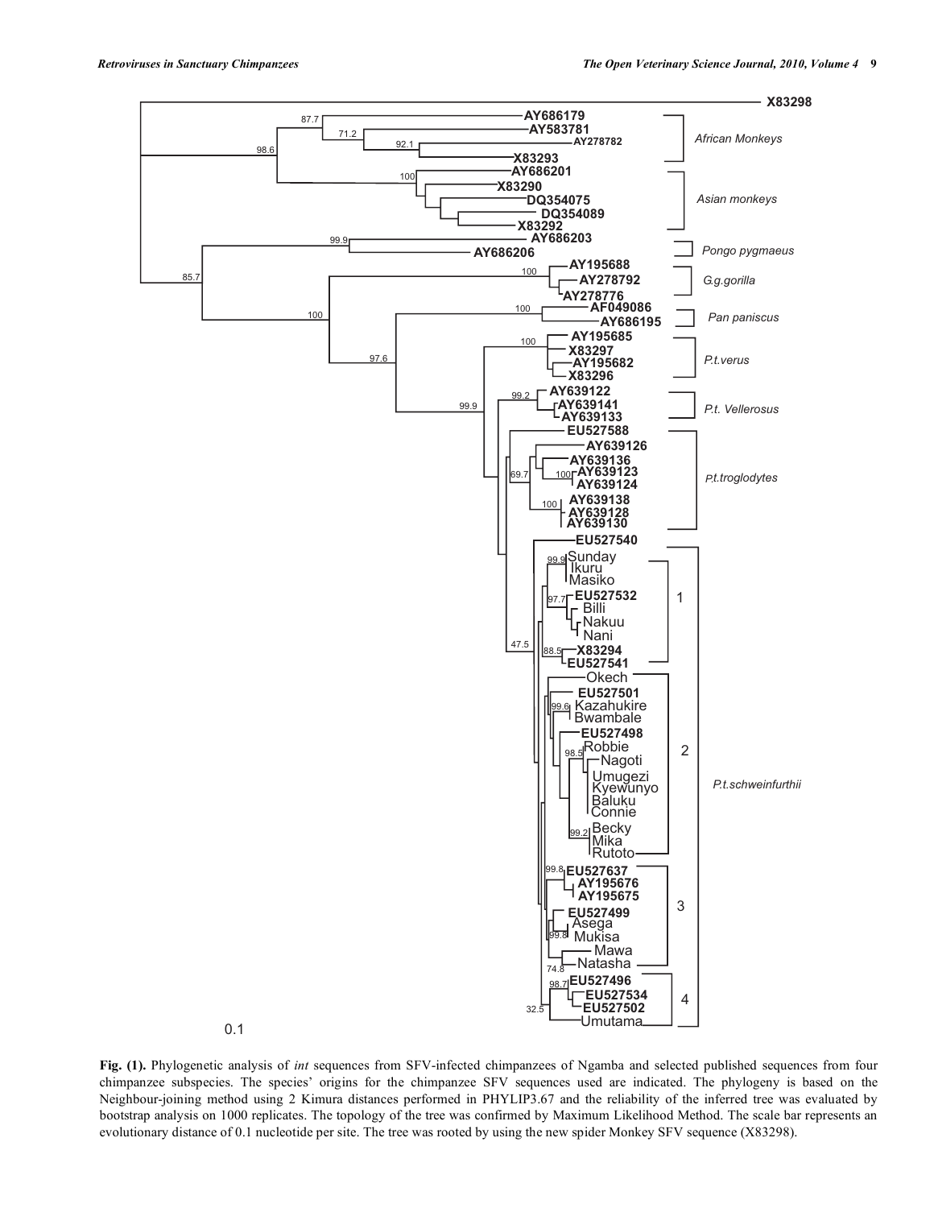**Fig. (1).** Phylogenetic analysis of *int* sequences from SFV-infected chimpanzees of Ngamba and selected published sequences from four chimpanzee subspecies. The species' origins for the chimpanzee SFV sequences used are indicated. The phylogeny is based on the Neighbour-joining method using 2 Kimura distances performed in PHYLIP3.67 and the reliability of the inferred tree was evaluated by bootstrap analysis on 1000 replicates. The topology of the tree was confirmed by Maximum Likelihood Method. The scale bar represents an evolutionary distance of 0.1 nucleotide per site. The tree was rooted by using the new spider Monkey SFV sequence (X83298).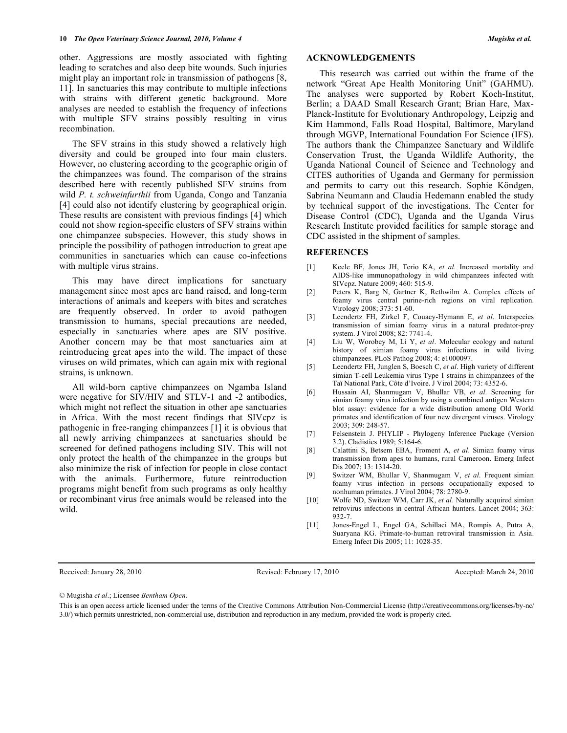other. Aggressions are mostly associated with fighting leading to scratches and also deep bite wounds. Such injuries might play an important role in transmission of pathogens [8, 11]. In sanctuaries this may contribute to multiple infections with strains with different genetic background. More analyses are needed to establish the frequency of infections with multiple SFV strains possibly resulting in virus recombination.

The SFV strains in this study showed a relatively high diversity and could be grouped into four main clusters. However, no clustering according to the geographic origin of the chimpanzees was found. The comparison of the strains described here with recently published SFV strains from wild *P. t. schweinfurthii* from Uganda, Congo and Tanzania [4] could also not identify clustering by geographical origin. These results are consistent with previous findings [4] which could not show region-specific clusters of SFV strains within one chimpanzee subspecies. However, this study shows in principle the possibility of pathogen introduction to great ape communities in sanctuaries which can cause co-infections with multiple virus strains.

This may have direct implications for sanctuary management since most apes are hand raised, and long-term interactions of animals and keepers with bites and scratches are frequently observed. In order to avoid pathogen transmission to humans, special precautions are needed, especially in sanctuaries where apes are SIV positive. Another concern may be that most sanctuaries aim at reintroducing great apes into the wild. The impact of these viruses on wild primates, which can again mix with regional strains, is unknown.

All wild-born captive chimpanzees on Ngamba Island were negative for SIV/HIV and STLV-1 and -2 antibodies, which might not reflect the situation in other ape sanctuaries in Africa. With the most recent findings that SIVcpz is pathogenic in free-ranging chimpanzees [1] it is obvious that all newly arriving chimpanzees at sanctuaries should be screened for defined pathogens including SIV. This will not only protect the health of the chimpanzee in the groups but also minimize the risk of infection for people in close contact with the animals. Furthermore, future reintroduction programs might benefit from such programs as only healthy or recombinant virus free animals would be released into the wild.

## ACKNOWLEDGEMENTS

This research was carried out within the frame of the network "Great Ape Health Monitoring Unit" (GAHMU). The analyses were supported by Robert Koch-Institut, Berlin; a DAAD Small Research Grant; Brian Hare, Max-Planck-Institute for Evolutionary Anthropology, Leipzig and Kim Hammond, Falls Road Hospital, Baltimore, Maryland through MGVP, International Foundation For Science (IFS). The authors thank the Chimpanzee Sanctuary and Wildlife Conservation Trust, the Uganda Wildlife Authority, the Uganda National Council of Science and Technology and CITES authorities of Uganda and Germany for permission and permits to carry out this research. Sophie Köndgen, Sabrina Neumann and Claudia Hedemann enabled the study by technical support of the investigations. The Center for Disease Control (CDC), Uganda and the Uganda Virus Research Institute provided facilities for sample storage and CDC assisted in the shipment of samples.

## REFERENCES

[1] Keele BF, Jones JH, Terio KA, *et al.* Increased mortality and AIDS-like immunopathology in wild chimpanzees infected with SIVcpz. Nature 2009; 460: 515-9.

[2] Peters K, Barg N, Gartner K, Rethwilm A. Complex effects of foamy virus central purine-rich regions on viral replication. Virology 2008; 373: 51-60.

[3] Leendertz FH, Zirkel F, Couacy-Hymann E, *et al*. Interspecies transmission of simian foamy virus in a natural predator-prey system. J Virol 2008; 82: 7741-4.

[4] Liu W, Worobey M, Li Y, *et al*. Molecular ecology and natural history of simian foamy virus infections in wild living chimpanzees. PLoS Pathog 2008; 4: e1000097.

[5] Leendertz FH, Junglen S, Boesch C, *et al*. High variety of different simian T-cell Leukemia virus Type 1 strains in chimpanzees of the Taï National Park, Côte d'Ivoire. J Virol 2004; 73: 4352-6.

[6] Hussain AI, Shanmugam V, Bhullar VB, *et al*. Screening for simian foamy virus infection by using a combined antigen Western blot assay: evidence for a wide distribution among Old World primates and identification of four new divergent viruses. Virology 2003; 309: 248-57.

[7] Felsenstein J. PHYLIP - Phylogeny Inference Package (Version 3.2). Cladistics 1989; 5:164-6.

[8] Calattini S, Betsem EBA, Froment A, *et al*. Simian foamy virus transmission from apes to humans, rural Cameroon. Emerg Infect Dis 2007; 13: 1314-20.

[9] Switzer WM, Bhullar V, Shanmugam V, *et al*. Frequent simian foamy virus infection in persons occupationally exposed to nonhuman primates. J Virol 2004; 78: 2780-9.

[10] Wolfe ND, Switzer WM, Carr JK, *et al*. Naturally acquired simian retrovirus infections in central African hunters. Lancet 2004; 363: 932-7.

[11] Jones-Engel L, Engel GA, Schillaci MA, Rompis A, Putra A, Suaryana KG. Primate-to-human retroviral transmission in Asia. Emerg Infect Dis 2005; 11: 1028-35.

Received: January 28, 2010 Revised: February 17, 2010 Accepted: March 24, 2010

© Mugisha *et al.*; Licensee *Bentham Open*.

This is an open access article licensed under the terms of the Creative Commons Attribution Non-Commercial License (http://creativecommons.org/licenses/by-nc/3.0/) which permits unrestricted, non-commercial use, distribution and reproduction in any medium, provided the work is properly cited.